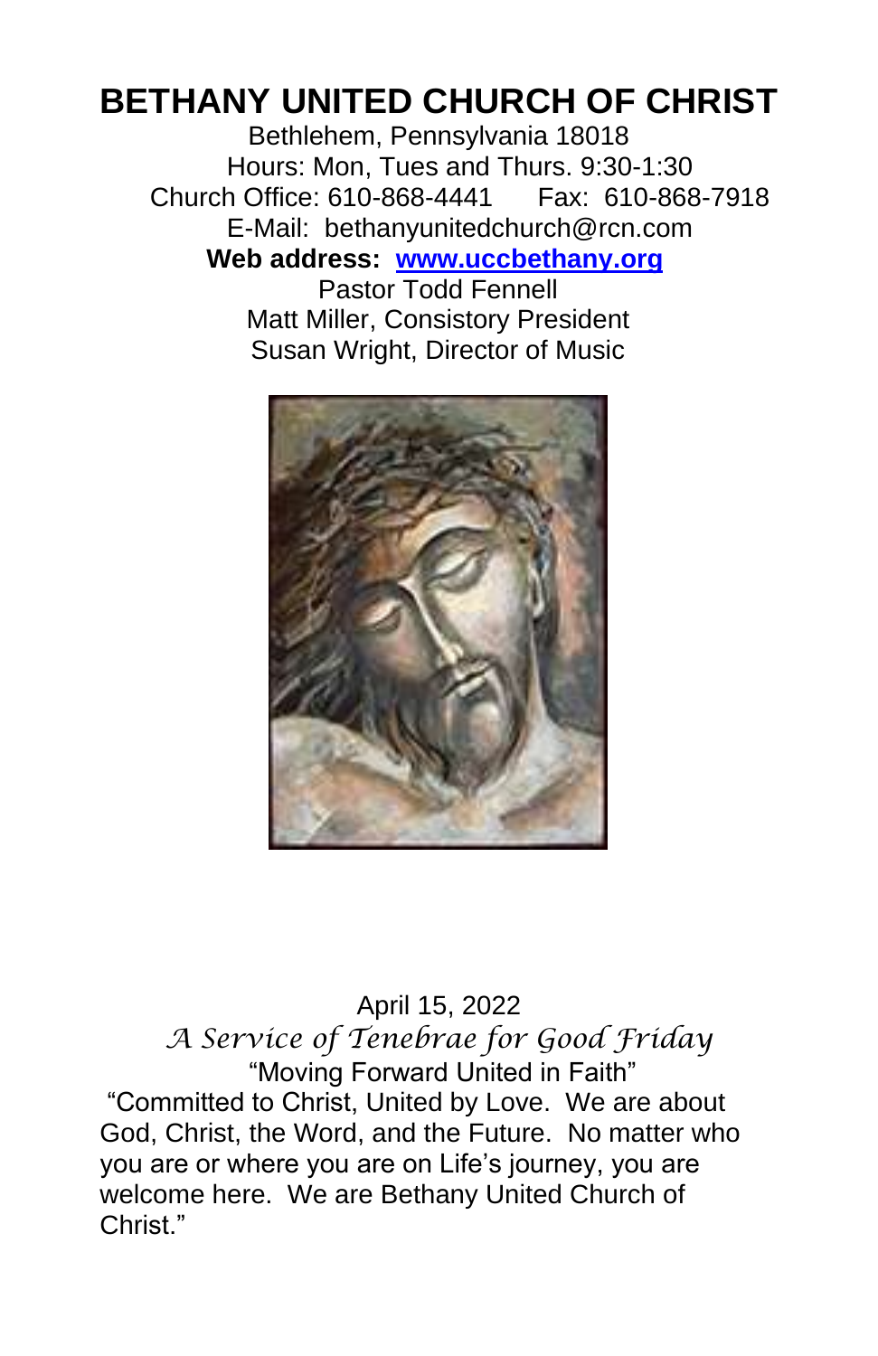# BETHANY UNITED CHURCH OF CHRIST

Bethlehem, Pennsylvania 18018
Hours: Mon, Tues and Thurs. 9:30-1:30
Church Office: 610-868-4441 Fax: 610-868-7918
E-Mail: bethanyunitedchurch@rcn.com
**Web address: [www.uccbethany.org](http://www.uccbethany.org)**
Pastor Todd Fennell
Matt Miller, Consistory President
Susan Wright, Director of Music

April 15, 2022

*A Service of Tenebrae for Good Friday*

"Moving Forward United in Faith"

"Committed to Christ, United by Love. We are about God, Christ, the Word, and the Future. No matter who you are or where you are on Life's journey, you are welcome here. We are Bethany United Church of Christ."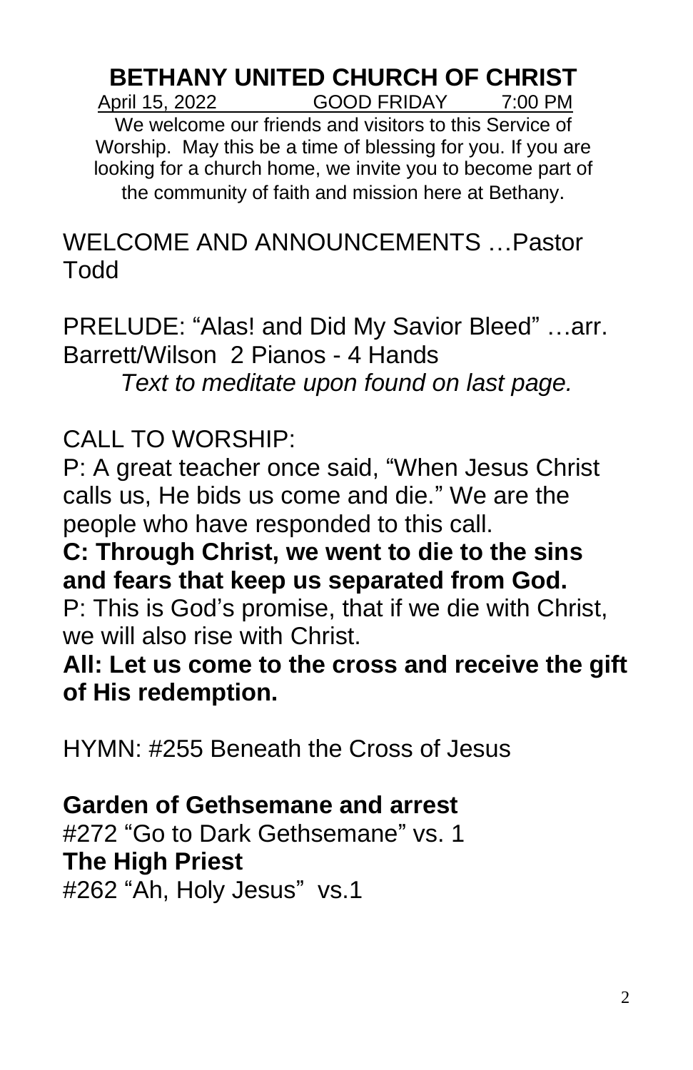# BETHANY UNITED CHURCH OF CHRIST

April 15, 2022 GOOD FRIDAY 7:00 PM

We welcome our friends and visitors to this Service of Worship. May this be a time of blessing for you. If you are looking for a church home, we invite you to become part of the community of faith and mission here at Bethany.

WELCOME AND ANNOUNCEMENTS …Pastor Todd

PRELUDE: "Alas! and Did My Savior Bleed" …arr. Barrett/Wilson 2 Pianos - 4 Hands

*Text to meditate upon found on last page.*

CALL TO WORSHIP:

P: A great teacher once said, "When Jesus Christ calls us, He bids us come and die." We are the people who have responded to this call.

**C: Through Christ, we went to die to the sins and fears that keep us separated from God.**

P: This is God's promise, that if we die with Christ, we will also rise with Christ.

**All: Let us come to the cross and receive the gift of His redemption.**

HYMN: #255 Beneath the Cross of Jesus

**Garden of Gethsemane and arrest**

#272 "Go to Dark Gethsemane" vs. 1

**The High Priest**

#262 "Ah, Holy Jesus" vs.1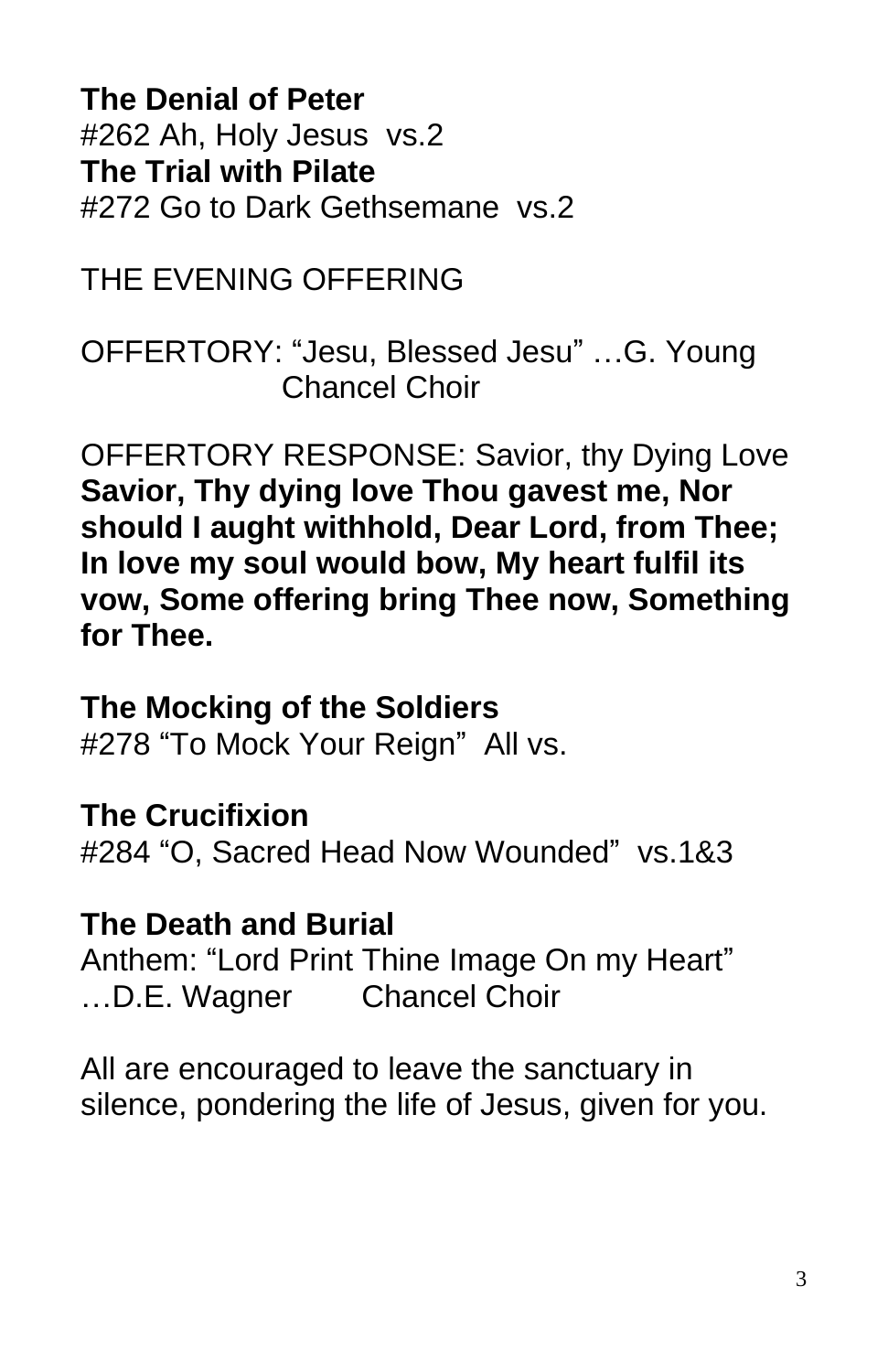**The Denial of Peter**
#262 Ah, Holy Jesus vs.2
**The Trial with Pilate**
#272 Go to Dark Gethsemane vs.2

THE EVENING OFFERING

OFFERTORY: “Jesu, Blessed Jesu” …G. Young
Chancel Choir

OFFERTORY RESPONSE: Savior, thy Dying Love
**Savior, Thy dying love Thou gavest me, Nor should I aught withhold, Dear Lord, from Thee; In love my soul would bow, My heart fulfil its vow, Some offering bring Thee now, Something for Thee.**

**The Mocking of the Soldiers**
#278 “To Mock Your Reign” All vs.

**The Crucifixion**
#284 “O, Sacred Head Now Wounded” vs.1&3

**The Death and Burial**
Anthem: “Lord Print Thine Image On my Heart” …D.E. Wagner Chancel Choir

All are encouraged to leave the sanctuary in silence, pondering the life of Jesus, given for you.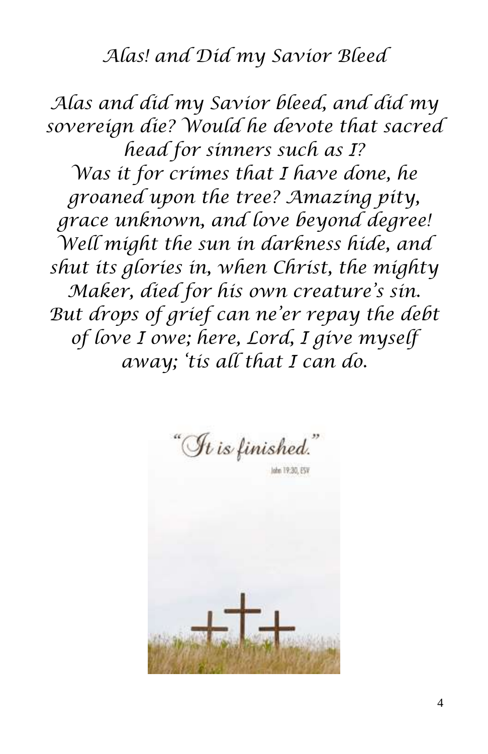*Alas! and Did my Savior Bleed*

*Alas and did my Savior bleed, and did my sovereign die? Would he devote that sacred head for sinners such as I?*
*Was it for crimes that I have done, he groaned upon the tree? Amazing pity, grace unknown, and love beyond degree!*
*Well might the sun in darkness hide, and shut its glories in, when Christ, the mighty Maker, died for his own creature's sin.*
*But drops of grief can ne'er repay the debt of love I owe; here, Lord, I give myself away; 'tis all that I can do.*

"It is finished."

John 19:30, ESV